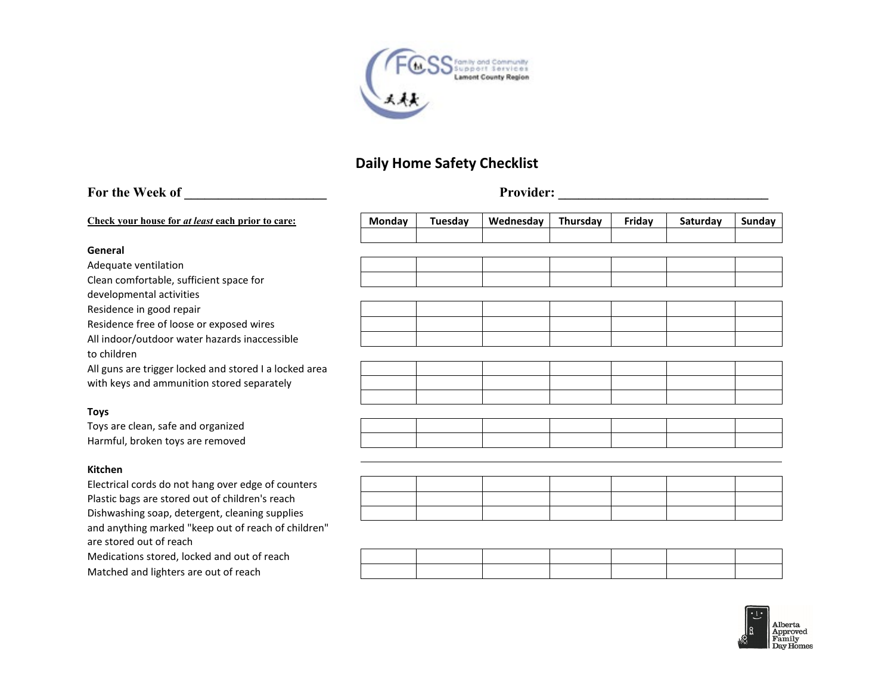FCSS Family and Community Support Services
Lamont County Region

# Daily Home Safety Checklist

**For the Week of ____________________** **Provider: ______________________________**

**Check your house for *at least* each prior to care:**

| | Monday | Tuesday | Wednesday | Thursday | Friday | Saturday | Sunday |
|---|---|---|---|---|---|---|---|
| **General** | | | | | | | |
| Adequate ventilation | | | | | | | |
| Clean comfortable, sufficient space for developmental activities | | | | | | | |
| Residence in good repair | | | | | | | |
| Residence free of loose or exposed wires | | | | | | | |
| All indoor/outdoor water hazards inaccessible to children | | | | | | | |
| All guns are trigger locked and stored I a locked area with keys and ammunition stored separately | | | | | | | |
| **Toys** | | | | | | | |
| Toys are clean, safe and organized | | | | | | | |
| Harmful, broken toys are removed | | | | | | | |
| **Kitchen** | | | | | | | |
| Electrical cords do not hang over edge of counters | | | | | | | |
| Plastic bags are stored out of children's reach | | | | | | | |
| Dishwashing soap, detergent, cleaning supplies and anything marked "keep out of reach of children" are stored out of reach | | | | | | | |
| Medications stored, locked and out of reach | | | | | | | |
| Matched and lighters are out of reach | | | | | | | |

Alberta Approved Family Day Homes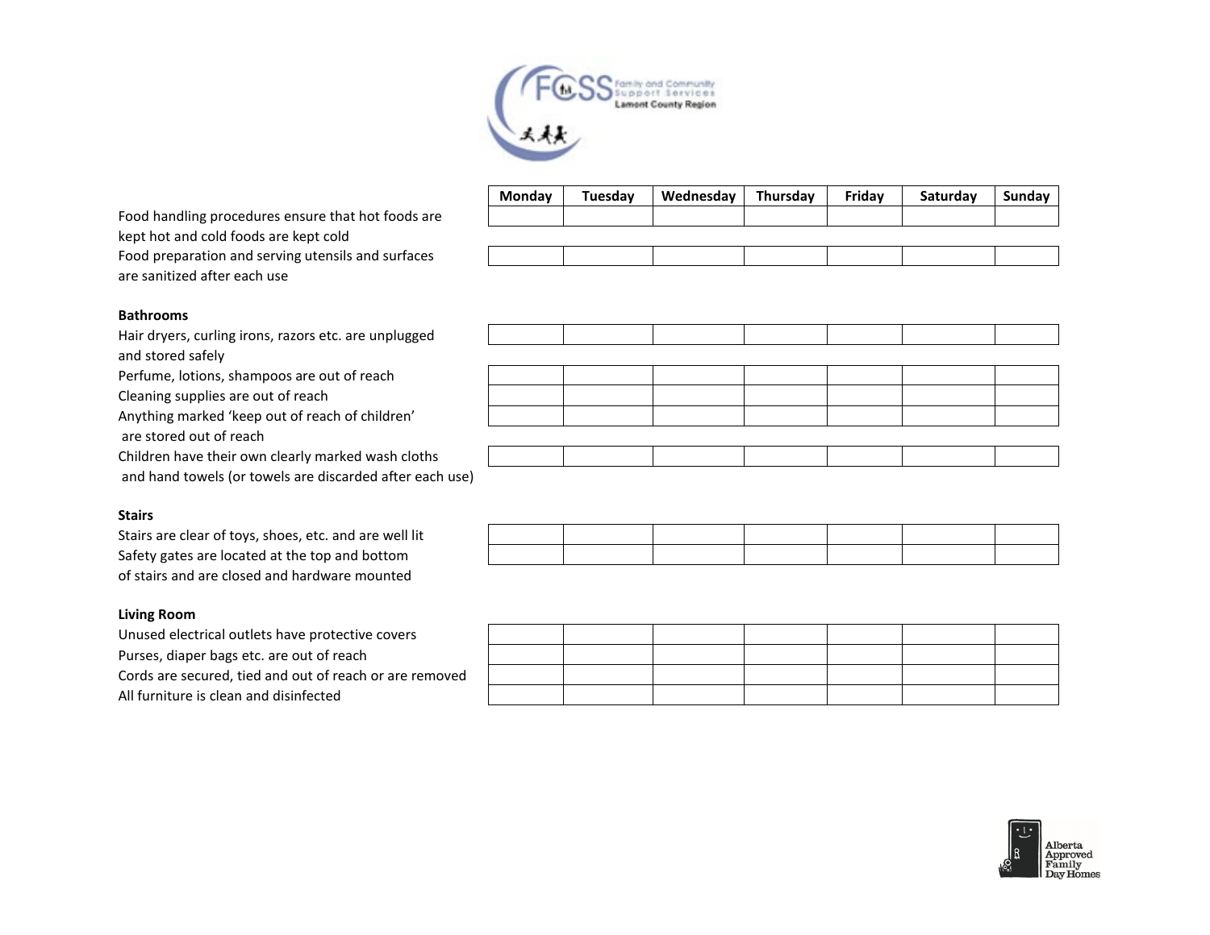| | Monday | Tuesday | Wednesday | Thursday | Friday | Saturday | Sunday |
|---|---|---|---|---|---|---|---|
| Food handling procedures ensure that hot foods are kept hot and cold foods are kept cold | | | | | | | |
| Food preparation and serving utensils and surfaces are sanitized after each use | | | | | | | |
| **Bathrooms** | | | | | | | |
| Hair dryers, curling irons, razors etc. are unplugged and stored safely | | | | | | | |
| Perfume, lotions, shampoos are out of reach | | | | | | | |
| Cleaning supplies are out of reach | | | | | | | |
| Anything marked 'keep out of reach of children' are stored out of reach | | | | | | | |
| Children have their own clearly marked wash cloths and hand towels (or towels are discarded after each use) | | | | | | | |
| **Stairs** | | | | | | | |
| Stairs are clear of toys, shoes, etc. and are well lit | | | | | | | |
| Safety gates are located at the top and bottom of stairs and are closed and hardware mounted | | | | | | | |
| **Living Room** | | | | | | | |
| Unused electrical outlets have protective covers | | | | | | | |
| Purses, diaper bags etc. are out of reach | | | | | | | |
| Cords are secured, tied and out of reach or are removed | | | | | | | |
| All furniture is clean and disinfected | | | | | | | |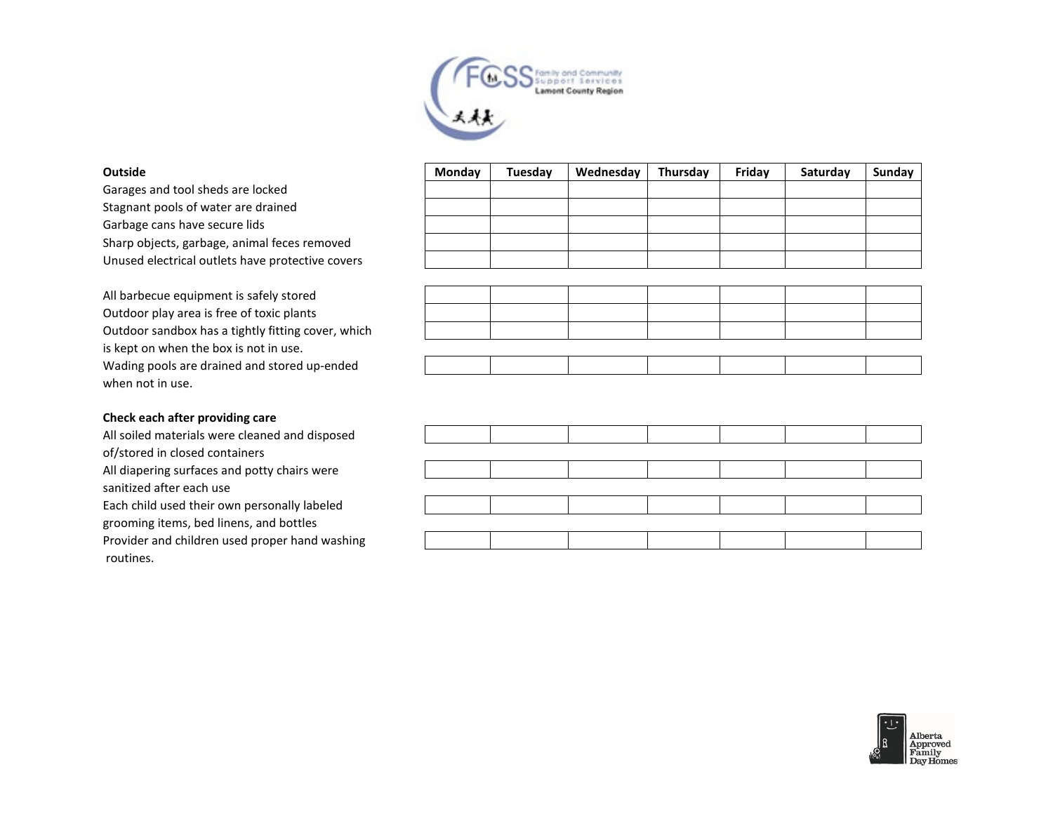| Outside | Monday | Tuesday | Wednesday | Thursday | Friday | Saturday | Sunday |
|---|---|---|---|---|---|---|---|
| Garages and tool sheds are locked | | | | | | | |
| Stagnant pools of water are drained | | | | | | | |
| Garbage cans have secure lids | | | | | | | |
| Sharp objects, garbage, animal feces removed | | | | | | | |
| Unused electrical outlets have protective covers | | | | | | | |
| All barbecue equipment is safely stored | | | | | | | |
| Outdoor play area is free of toxic plants | | | | | | | |
| Outdoor sandbox has a tightly fitting cover, which is kept on when the box is not in use. | | | | | | | |
| Wading pools are drained and stored up-ended when not in use. | | | | | | | |

| Check each after providing care | Monday | Tuesday | Wednesday | Thursday | Friday | Saturday | Sunday |
|---|---|---|---|---|---|---|---|
| All soiled materials were cleaned and disposed of/stored in closed containers | | | | | | | |
| All diapering surfaces and potty chairs were sanitized after each use | | | | | | | |
| Each child used their own personally labeled grooming items, bed linens, and bottles | | | | | | | |
| Provider and children used proper hand washing routines. | | | | | | | |